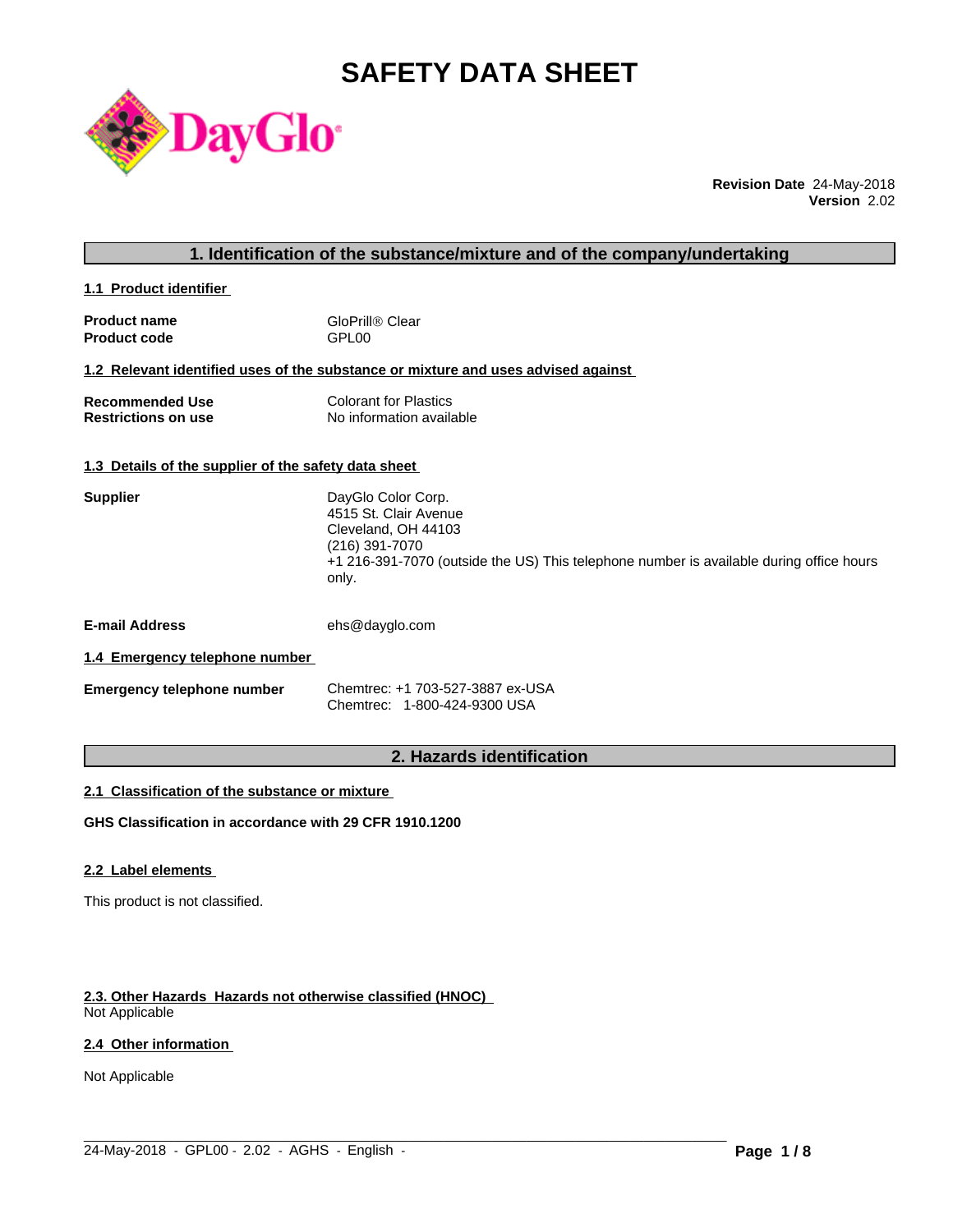# SAFETY DATA SHEET

**Revision Date** 24-May-2018
**Version** 2.02

## 1. Identification of the substance/mixture and of the company/undertaking

### 1.1 Product identifier

| | |
|---|---|
| **Product name** | GloPrill® Clear |
| **Product code** | GPL00 |

### 1.2 Relevant identified uses of the substance or mixture and uses advised against

| | |
|---|---|
| **Recommended Use** | Colorant for Plastics |
| **Restrictions on use** | No information available |

### 1.3 Details of the supplier of the safety data sheet

**Supplier**

DayGlo Color Corp.
4515 St. Clair Avenue
Cleveland, OH 44103
(216) 391-7070
+1 216-391-7070 (outside the US) This telephone number is available during office hours only.

**E-mail Address** ehs@dayglo.com

### 1.4 Emergency telephone number

**Emergency telephone number**

Chemtrec: +1 703-527-3887 ex-USA
Chemtrec: 1-800-424-9300 USA

## 2. Hazards identification

### 2.1 Classification of the substance or mixture

**GHS Classification in accordance with 29 CFR 1910.1200**

### 2.2 Label elements

This product is not classified.

### 2.3. Other Hazards Hazards not otherwise classified (HNOC)

Not Applicable

### 2.4 Other information

Not Applicable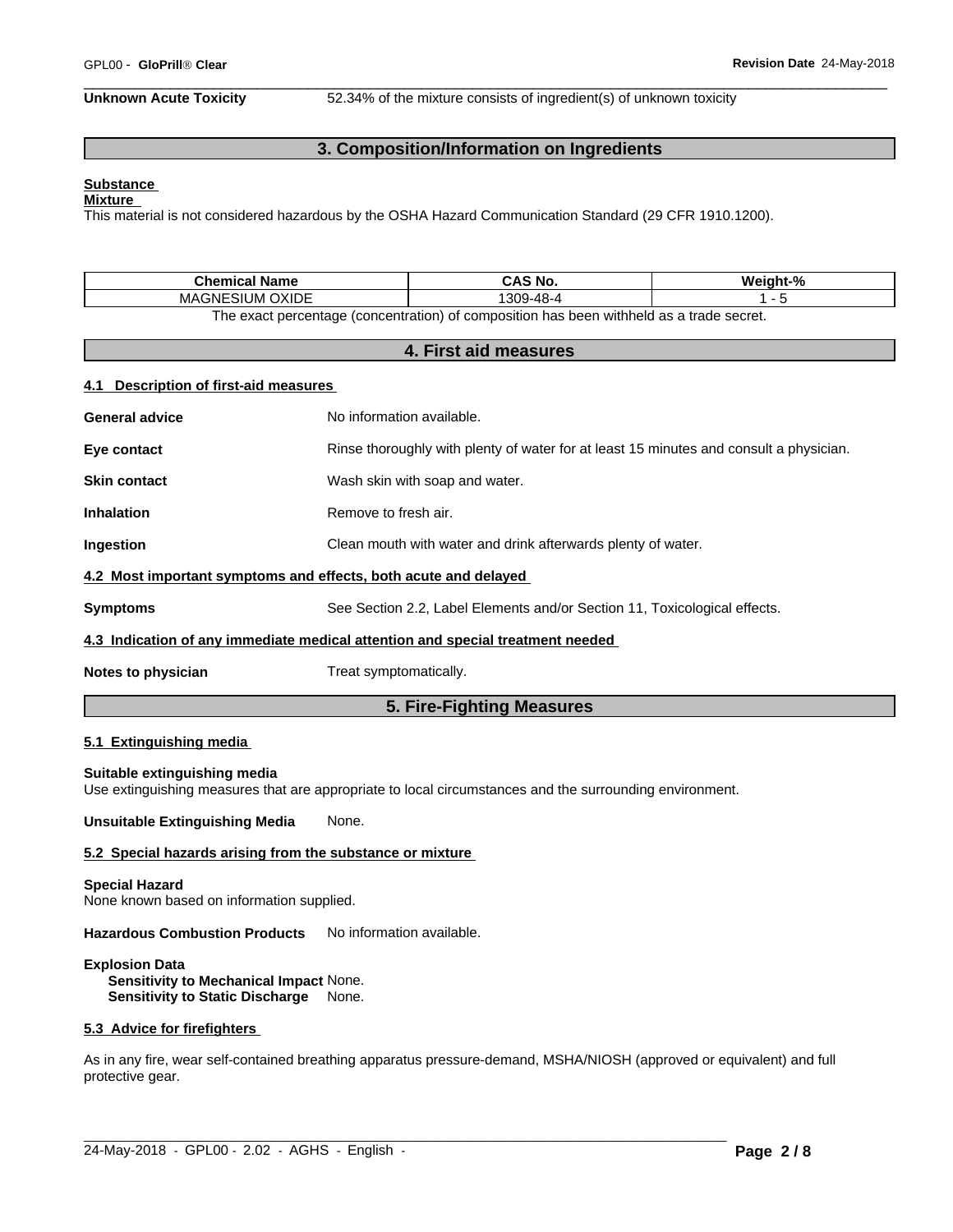**Unknown Acute Toxicity** 52.34% of the mixture consists of ingredient(s) of unknown toxicity

## 3. Composition/Information on Ingredients

**Substance**
**Mixture**
This material is not considered hazardous by the OSHA Hazard Communication Standard (29 CFR 1910.1200).

| Chemical Name | CAS No. | Weight-% |
|---|---|---|
| MAGNESIUM OXIDE | 1309-48-4 | 1 - 5 |

The exact percentage (concentration) of composition has been withheld as a trade secret.

## 4. First aid measures

### 4.1 Description of first-aid measures

**General advice** No information available.

**Eye contact** Rinse thoroughly with plenty of water for at least 15 minutes and consult a physician.

**Skin contact** Wash skin with soap and water.

**Inhalation** Remove to fresh air.

**Ingestion** Clean mouth with water and drink afterwards plenty of water.

### 4.2 Most important symptoms and effects, both acute and delayed

**Symptoms** See Section 2.2, Label Elements and/or Section 11, Toxicological effects.

### 4.3 Indication of any immediate medical attention and special treatment needed

**Notes to physician** Treat symptomatically.

## 5. Fire-Fighting Measures

### 5.1 Extinguishing media

**Suitable extinguishing media**
Use extinguishing measures that are appropriate to local circumstances and the surrounding environment.

**Unsuitable Extinguishing Media** None.

### 5.2 Special hazards arising from the substance or mixture

**Special Hazard**
None known based on information supplied.

**Hazardous Combustion Products** No information available.

**Explosion Data**
**Sensitivity to Mechanical Impact** None.
**Sensitivity to Static Discharge** None.

### 5.3 Advice for firefighters

As in any fire, wear self-contained breathing apparatus pressure-demand, MSHA/NIOSH (approved or equivalent) and full protective gear.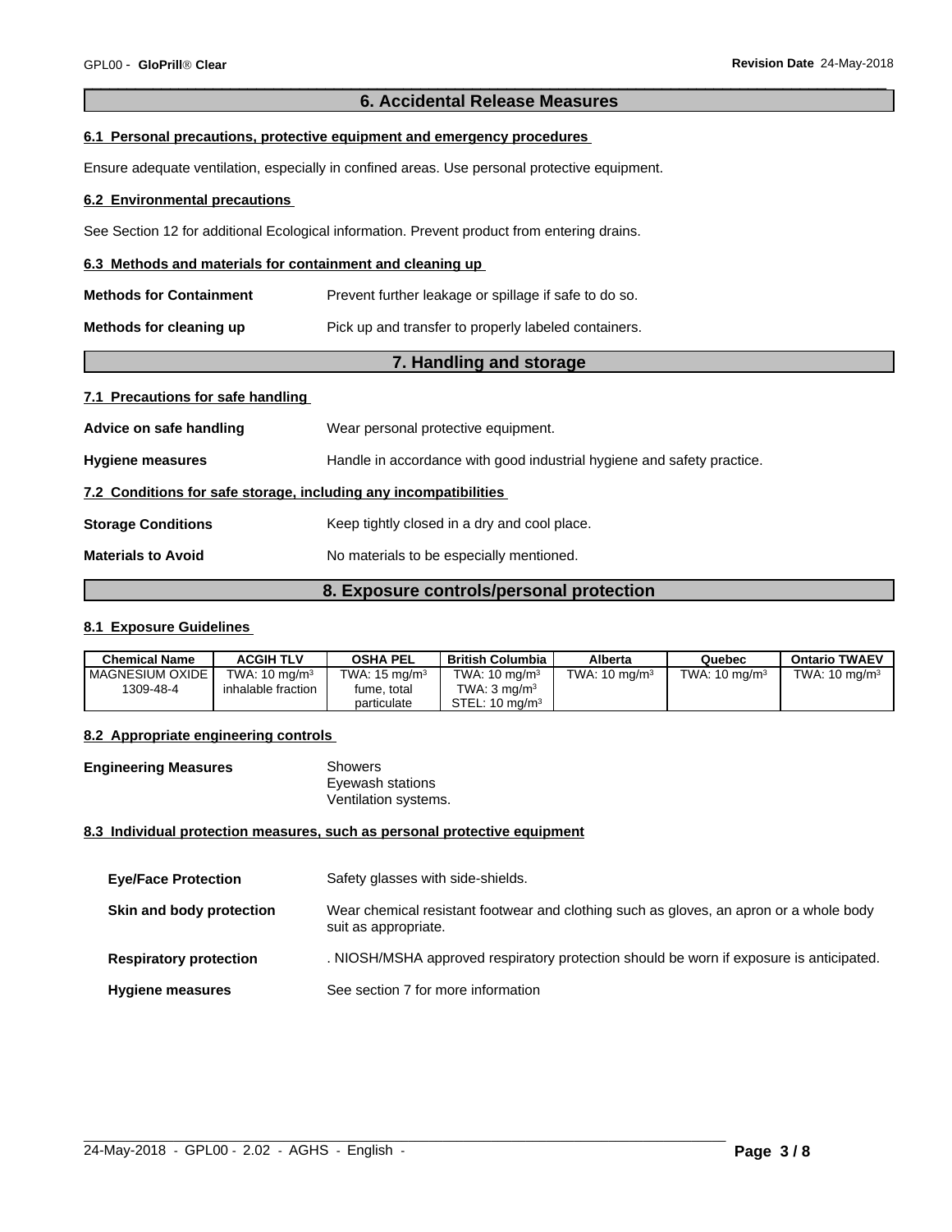## 6. Accidental Release Measures

### 6.1 Personal precautions, protective equipment and emergency procedures

Ensure adequate ventilation, especially in confined areas. Use personal protective equipment.

### 6.2 Environmental precautions

See Section 12 for additional Ecological information. Prevent product from entering drains.

### 6.3 Methods and materials for containment and cleaning up

**Methods for Containment** Prevent further leakage or spillage if safe to do so.

**Methods for cleaning up** Pick up and transfer to properly labeled containers.

## 7. Handling and storage

### 7.1 Precautions for safe handling

**Advice on safe handling** Wear personal protective equipment.

**Hygiene measures** Handle in accordance with good industrial hygiene and safety practice.

### 7.2 Conditions for safe storage, including any incompatibilities

**Storage Conditions** Keep tightly closed in a dry and cool place.

**Materials to Avoid** No materials to be especially mentioned.

## 8. Exposure controls/personal protection

### 8.1 Exposure Guidelines

| Chemical Name | ACGIH TLV | OSHA PEL | British Columbia | Alberta | Quebec | Ontario TWAEV |
|---|---|---|---|---|---|---|
| MAGNESIUM OXIDE 1309-48-4 | TWA: 10 mg/m³ inhalable fraction | TWA: 15 mg/m³ fume, total particulate | TWA: 10 mg/m³ TWA: 3 mg/m³ STEL: 10 mg/m³ | TWA: 10 mg/m³ | TWA: 10 mg/m³ | TWA: 10 mg/m³ |

### 8.2 Appropriate engineering controls

**Engineering Measures** Showers
Eyewash stations
Ventilation systems.

### 8.3 Individual protection measures, such as personal protective equipment

**Eye/Face Protection** Safety glasses with side-shields.

**Skin and body protection** Wear chemical resistant footwear and clothing such as gloves, an apron or a whole body suit as appropriate.

**Respiratory protection** . NIOSH/MSHA approved respiratory protection should be worn if exposure is anticipated.

**Hygiene measures** See section 7 for more information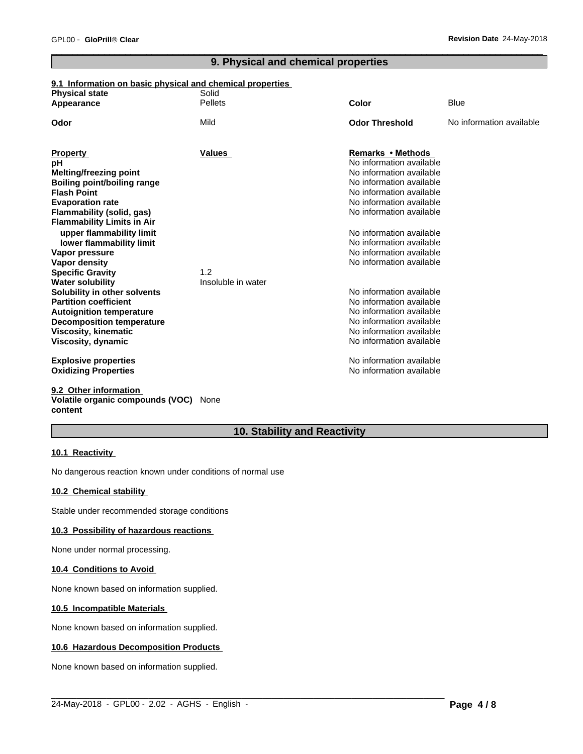## 9. Physical and chemical properties

**9.1 Information on basic physical and chemical properties**

| | | | |
|---|---|---|---|
| **Physical state** | Solid | | |
| **Appearance** | Pellets | **Color** | Blue |
| **Odor** | Mild | **Odor Threshold** | No information available |

| **Property** | **Values** | **Remarks • Methods** |
|---|---|---|
| **pH** | | No information available |
| **Melting/freezing point** | | No information available |
| **Boiling point/boiling range** | | No information available |
| **Flash Point** | | No information available |
| **Evaporation rate** | | No information available |
| **Flammability (solid, gas)** | | No information available |
| **Flammability Limits in Air** | | |
| **upper flammability limit** | | No information available |
| **lower flammability limit** | | No information available |
| **Vapor pressure** | | No information available |
| **Vapor density** | | No information available |
| **Specific Gravity** | 1.2 | |
| **Water solubility** | Insoluble in water | |
| **Solubility in other solvents** | | No information available |
| **Partition coefficient** | | No information available |
| **Autoignition temperature** | | No information available |
| **Decomposition temperature** | | No information available |
| **Viscosity, kinematic** | | No information available |
| **Viscosity, dynamic** | | No information available |
| **Explosive properties** | | No information available |
| **Oxidizing Properties** | | No information available |

**9.2 Other information**

**Volatile organic compounds (VOC) content** None

## 10. Stability and Reactivity

**10.1 Reactivity**

No dangerous reaction known under conditions of normal use

**10.2 Chemical stability**

Stable under recommended storage conditions

**10.3 Possibility of hazardous reactions**

None under normal processing.

**10.4 Conditions to Avoid**

None known based on information supplied.

**10.5 Incompatible Materials**

None known based on information supplied.

**10.6 Hazardous Decomposition Products**

None known based on information supplied.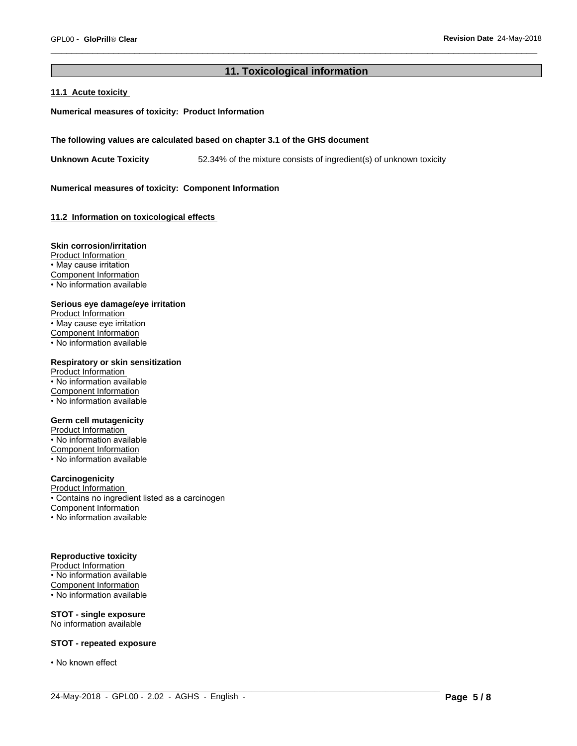## 11. Toxicological information

### 11.1 Acute toxicity

**Numerical measures of toxicity: Product Information**

**The following values are calculated based on chapter 3.1 of the GHS document**

**Unknown Acute Toxicity** 52.34% of the mixture consists of ingredient(s) of unknown toxicity

**Numerical measures of toxicity: Component Information**

### 11.2 Information on toxicological effects

**Skin corrosion/irritation**
Product Information
• May cause irritation
Component Information
• No information available

**Serious eye damage/eye irritation**
Product Information
• May cause eye irritation
Component Information
• No information available

**Respiratory or skin sensitization**
Product Information
• No information available
Component Information
• No information available

**Germ cell mutagenicity**
Product Information
• No information available
Component Information
• No information available

**Carcinogenicity**
Product Information
• Contains no ingredient listed as a carcinogen
Component Information
• No information available

**Reproductive toxicity**
Product Information
• No information available
Component Information
• No information available

**STOT - single exposure**
No information available

**STOT - repeated exposure**

• No known effect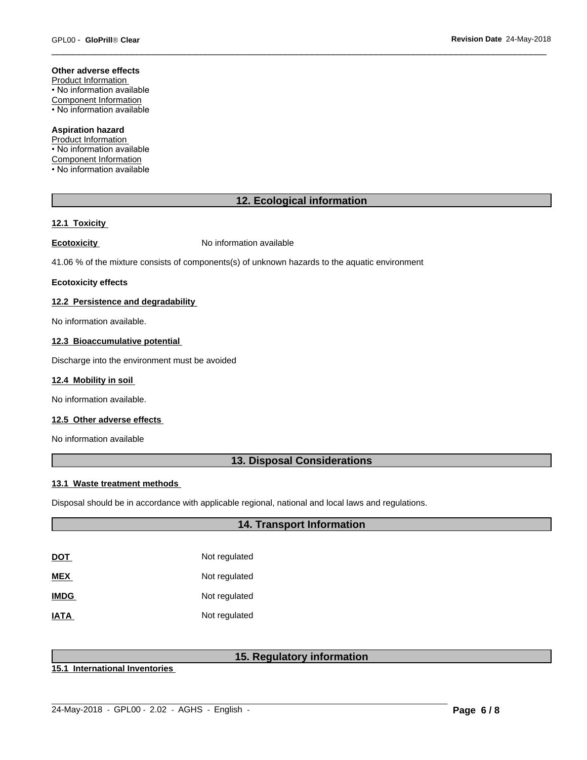**Other adverse effects**

Product Information

• No information available

Component Information

• No information available

**Aspiration hazard**

Product Information

• No information available

Component Information

• No information available

## 12. Ecological information

### 12.1 Toxicity

**Ecotoxicity** No information available

41.06 % of the mixture consists of components(s) of unknown hazards to the aquatic environment

**Ecotoxicity effects**

### 12.2 Persistence and degradability

No information available.

### 12.3 Bioaccumulative potential

Discharge into the environment must be avoided

### 12.4 Mobility in soil

No information available.

### 12.5 Other adverse effects

No information available

## 13. Disposal Considerations

### 13.1 Waste treatment methods

Disposal should be in accordance with applicable regional, national and local laws and regulations.

## 14. Transport Information

| | |
|---|---|
| **DOT** | Not regulated |
| **MEX** | Not regulated |
| **IMDG** | Not regulated |
| **IATA** | Not regulated |

## 15. Regulatory information

### 15.1 International Inventories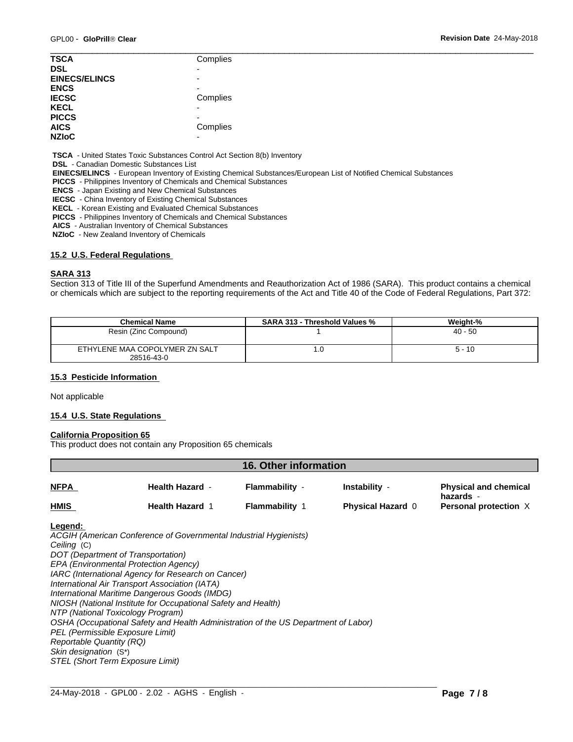| | |
|---|---|
| **TSCA** | Complies |
| **DSL** | - |
| **EINECS/ELINCS** | - |
| **ENCS** | - |
| **IECSC** | Complies |
| **KECL** | - |
| **PICCS** | - |
| **AICS** | Complies |
| **NZIoC** | - |

**TSCA** - United States Toxic Substances Control Act Section 8(b) Inventory
**DSL** - Canadian Domestic Substances List
**EINECS/ELINCS** - European Inventory of Existing Chemical Substances/European List of Notified Chemical Substances
**PICCS** - Philippines Inventory of Chemicals and Chemical Substances
**ENCS** - Japan Existing and New Chemical Substances
**IECSC** - China Inventory of Existing Chemical Substances
**KECL** - Korean Existing and Evaluated Chemical Substances
**PICCS** - Philippines Inventory of Chemicals and Chemical Substances
**AICS** - Australian Inventory of Chemical Substances
**NZIoC** - New Zealand Inventory of Chemicals

### 15.2 U.S. Federal Regulations

**SARA 313**

Section 313 of Title III of the Superfund Amendments and Reauthorization Act of 1986 (SARA). This product contains a chemical or chemicals which are subject to the reporting requirements of the Act and Title 40 of the Code of Federal Regulations, Part 372:

| Chemical Name | SARA 313 - Threshold Values % | Weight-% |
|---|---|---|
| Resin (Zinc Compound) | 1 | 40 - 50 |
| ETHYLENE MAA COPOLYMER ZN SALT 28516-43-0 | 1.0 | 5 - 10 |

### 15.3 Pesticide Information

Not applicable

### 15.4 U.S. State Regulations

**California Proposition 65**

This product does not contain any Proposition 65 chemicals

## 16. Other information

| | | | | |
|---|---|---|---|---|
| **NFPA** | **Health Hazard** - | **Flammability** - | **Instability** - | **Physical and chemical hazards** - |
| **HMIS** | **Health Hazard** 1 | **Flammability** 1 | **Physical Hazard** 0 | **Personal protection** X |

**Legend:**

*ACGIH (American Conference of Governmental Industrial Hygienists)*
*Ceiling* (C)
*DOT (Department of Transportation)*
*EPA (Environmental Protection Agency)*
*IARC (International Agency for Research on Cancer)*
*International Air Transport Association (IATA)*
*International Maritime Dangerous Goods (IMDG)*
*NIOSH (National Institute for Occupational Safety and Health)*
*NTP (National Toxicology Program)*
*OSHA (Occupational Safety and Health Administration of the US Department of Labor)*
*PEL (Permissible Exposure Limit)*
*Reportable Quantity (RQ)*
*Skin designation* (S*)
*STEL (Short Term Exposure Limit)*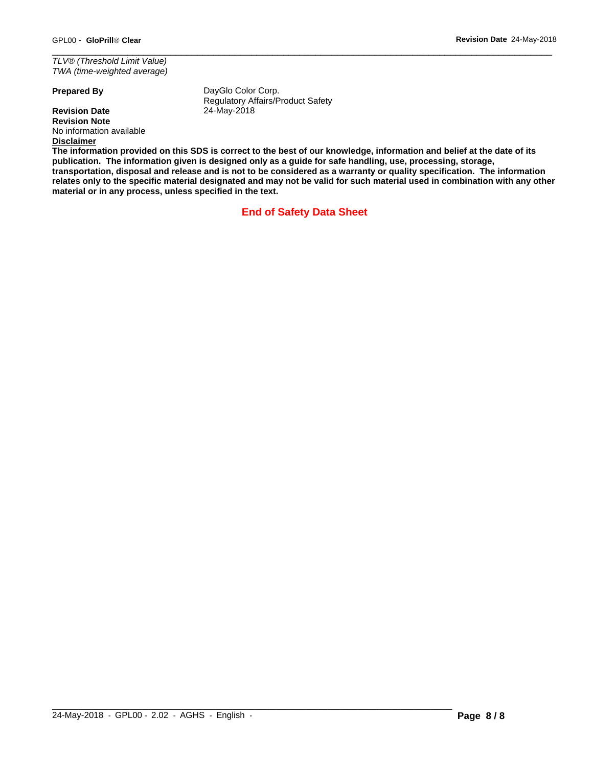*TLV® (Threshold Limit Value)*
*TWA (time-weighted average)*

**Prepared By** DayGlo Color Corp.
Regulatory Affairs/Product Safety

**Revision Date** 24-May-2018

**Revision Note**
No information available

**Disclaimer**

**The information provided on this SDS is correct to the best of our knowledge, information and belief at the date of its publication. The information given is designed only as a guide for safe handling, use, processing, storage, transportation, disposal and release and is not to be considered as a warranty or quality specification. The information relates only to the specific material designated and may not be valid for such material used in combination with any other material or in any process, unless specified in the text.**

**End of Safety Data Sheet**